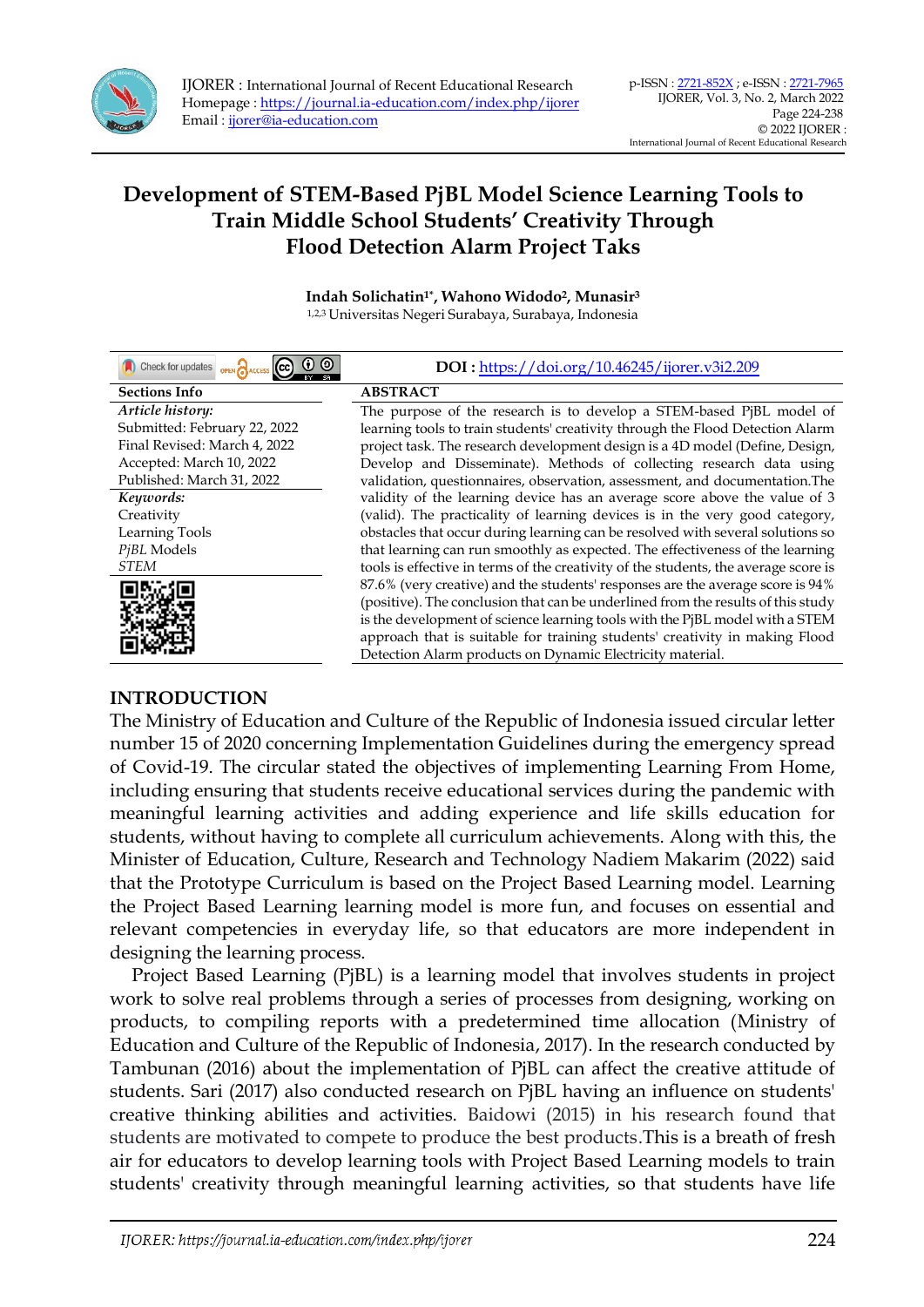# Development of STEM-Based PjBL Model Science Learning Tools to Train Middle School Students' Creativity Through Flood Detection Alarm Project Taks

**Indah Solichatin[1*], Wahono Widodo[2], Munasir[3]**

[1,2,3] Universitas Negeri Surabaya, Surabaya, Indonesia

**DOI :** https://doi.org/10.46245/ijorer.v3i2.209

**Sections Info**

*Article history:*
Submitted: February 22, 2022
Final Revised: March 4, 2022
Accepted: March 10, 2022
Published: March 31, 2022

*Keywords:*
Creativity
Learning Tools
*PjBL* Models
*STEM*

**ABSTRACT**

The purpose of the research is to develop a STEM-based PjBL model of learning tools to train students' creativity through the Flood Detection Alarm project task. The research development design is a 4D model (Define, Design, Develop and Disseminate). Methods of collecting research data using validation, questionnaires, observation, assessment, and documentation.The validity of the learning device has an average score above the value of 3 (valid). The practicality of learning devices is in the very good category, obstacles that occur during learning can be resolved with several solutions so that learning can run smoothly as expected. The effectiveness of the learning tools is effective in terms of the creativity of the students, the average score is 87.6% (very creative) and the students' responses are the average score is 94% (positive). The conclusion that can be underlined from the results of this study is the development of science learning tools with the PjBL model with a STEM approach that is suitable for training students' creativity in making Flood Detection Alarm products on Dynamic Electricity material.

## INTRODUCTION

The Ministry of Education and Culture of the Republic of Indonesia issued circular letter number 15 of 2020 concerning Implementation Guidelines during the emergency spread of Covid-19. The circular stated the objectives of implementing Learning From Home, including ensuring that students receive educational services during the pandemic with meaningful learning activities and adding experience and life skills education for students, without having to complete all curriculum achievements. Along with this, the Minister of Education, Culture, Research and Technology Nadiem Makarim (2022) said that the Prototype Curriculum is based on the Project Based Learning model. Learning the Project Based Learning learning model is more fun, and focuses on essential and relevant competencies in everyday life, so that educators are more independent in designing the learning process.

Project Based Learning (PjBL) is a learning model that involves students in project work to solve real problems through a series of processes from designing, working on products, to compiling reports with a predetermined time allocation (Ministry of Education and Culture of the Republic of Indonesia, 2017). In the research conducted by Tambunan (2016) about the implementation of PjBL can affect the creative attitude of students. Sari (2017) also conducted research on PjBL having an influence on students' creative thinking abilities and activities. Baidowi (2015) in his research found that students are motivated to compete to produce the best products.This is a breath of fresh air for educators to develop learning tools with Project Based Learning models to train students' creativity through meaningful learning activities, so that students have life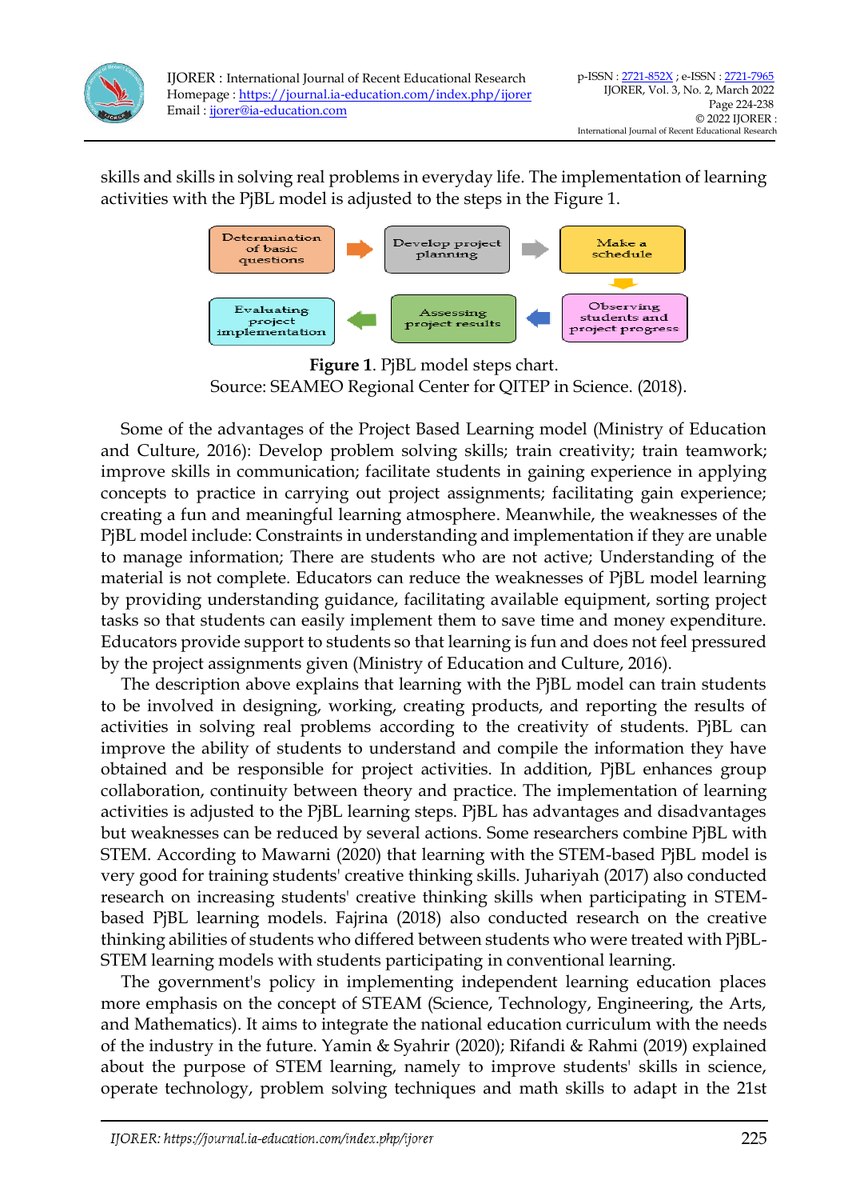skills and skills in solving real problems in everyday life. The implementation of learning activities with the PjBL model is adjusted to the steps in the Figure 1.

Determination of basic questions → Develop project planning → Make a schedule → Observing students and project progress → Assessing project results → Evaluating project implementation

**Figure 1**. PjBL model steps chart.
Source: SEAMEO Regional Center for QITEP in Science. (2018).

Some of the advantages of the Project Based Learning model (Ministry of Education and Culture, 2016): Develop problem solving skills; train creativity; train teamwork; improve skills in communication; facilitate students in gaining experience in applying concepts to practice in carrying out project assignments; facilitating gain experience; creating a fun and meaningful learning atmosphere. Meanwhile, the weaknesses of the PjBL model include: Constraints in understanding and implementation if they are unable to manage information; There are students who are not active; Understanding of the material is not complete. Educators can reduce the weaknesses of PjBL model learning by providing understanding guidance, facilitating available equipment, sorting project tasks so that students can easily implement them to save time and money expenditure. Educators provide support to students so that learning is fun and does not feel pressured by the project assignments given (Ministry of Education and Culture, 2016).

The description above explains that learning with the PjBL model can train students to be involved in designing, working, creating products, and reporting the results of activities in solving real problems according to the creativity of students. PjBL can improve the ability of students to understand and compile the information they have obtained and be responsible for project activities. In addition, PjBL enhances group collaboration, continuity between theory and practice. The implementation of learning activities is adjusted to the PjBL learning steps. PjBL has advantages and disadvantages but weaknesses can be reduced by several actions. Some researchers combine PjBL with STEM. According to Mawarni (2020) that learning with the STEM-based PjBL model is very good for training students' creative thinking skills. Juhariyah (2017) also conducted research on increasing students' creative thinking skills when participating in STEM-based PjBL learning models. Fajrina (2018) also conducted research on the creative thinking abilities of students who differed between students who were treated with PjBL-STEM learning models with students participating in conventional learning.

The government's policy in implementing independent learning education places more emphasis on the concept of STEAM (Science, Technology, Engineering, the Arts, and Mathematics). It aims to integrate the national education curriculum with the needs of the industry in the future. Yamin & Syahrir (2020); Rifandi & Rahmi (2019) explained about the purpose of STEM learning, namely to improve students' skills in science, operate technology, problem solving techniques and math skills to adapt in the 21st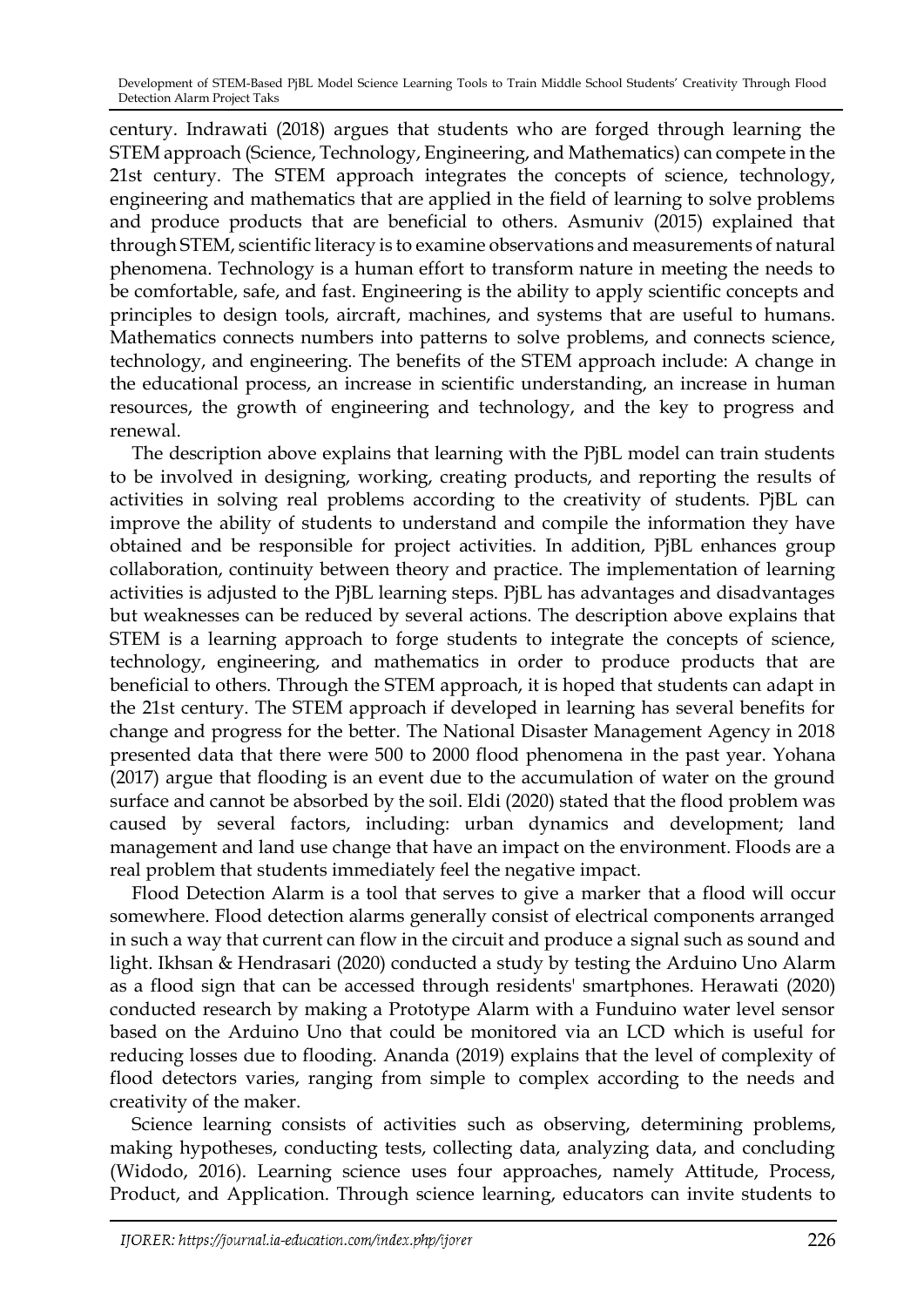century. Indrawati (2018) argues that students who are forged through learning the STEM approach (Science, Technology, Engineering, and Mathematics) can compete in the 21st century. The STEM approach integrates the concepts of science, technology, engineering and mathematics that are applied in the field of learning to solve problems and produce products that are beneficial to others. Asmuniv (2015) explained that through STEM, scientific literacy is to examine observations and measurements of natural phenomena. Technology is a human effort to transform nature in meeting the needs to be comfortable, safe, and fast. Engineering is the ability to apply scientific concepts and principles to design tools, aircraft, machines, and systems that are useful to humans. Mathematics connects numbers into patterns to solve problems, and connects science, technology, and engineering. The benefits of the STEM approach include: A change in the educational process, an increase in scientific understanding, an increase in human resources, the growth of engineering and technology, and the key to progress and renewal.

The description above explains that learning with the PjBL model can train students to be involved in designing, working, creating products, and reporting the results of activities in solving real problems according to the creativity of students. PjBL can improve the ability of students to understand and compile the information they have obtained and be responsible for project activities. In addition, PjBL enhances group collaboration, continuity between theory and practice. The implementation of learning activities is adjusted to the PjBL learning steps. PjBL has advantages and disadvantages but weaknesses can be reduced by several actions. The description above explains that STEM is a learning approach to forge students to integrate the concepts of science, technology, engineering, and mathematics in order to produce products that are beneficial to others. Through the STEM approach, it is hoped that students can adapt in the 21st century. The STEM approach if developed in learning has several benefits for change and progress for the better. The National Disaster Management Agency in 2018 presented data that there were 500 to 2000 flood phenomena in the past year. Yohana (2017) argue that flooding is an event due to the accumulation of water on the ground surface and cannot be absorbed by the soil. Eldi (2020) stated that the flood problem was caused by several factors, including: urban dynamics and development; land management and land use change that have an impact on the environment. Floods are a real problem that students immediately feel the negative impact.

Flood Detection Alarm is a tool that serves to give a marker that a flood will occur somewhere. Flood detection alarms generally consist of electrical components arranged in such a way that current can flow in the circuit and produce a signal such as sound and light. Ikhsan & Hendrasari (2020) conducted a study by testing the Arduino Uno Alarm as a flood sign that can be accessed through residents' smartphones. Herawati (2020) conducted research by making a Prototype Alarm with a Funduino water level sensor based on the Arduino Uno that could be monitored via an LCD which is useful for reducing losses due to flooding. Ananda (2019) explains that the level of complexity of flood detectors varies, ranging from simple to complex according to the needs and creativity of the maker.

Science learning consists of activities such as observing, determining problems, making hypotheses, conducting tests, collecting data, analyzing data, and concluding (Widodo, 2016). Learning science uses four approaches, namely Attitude, Process, Product, and Application. Through science learning, educators can invite students to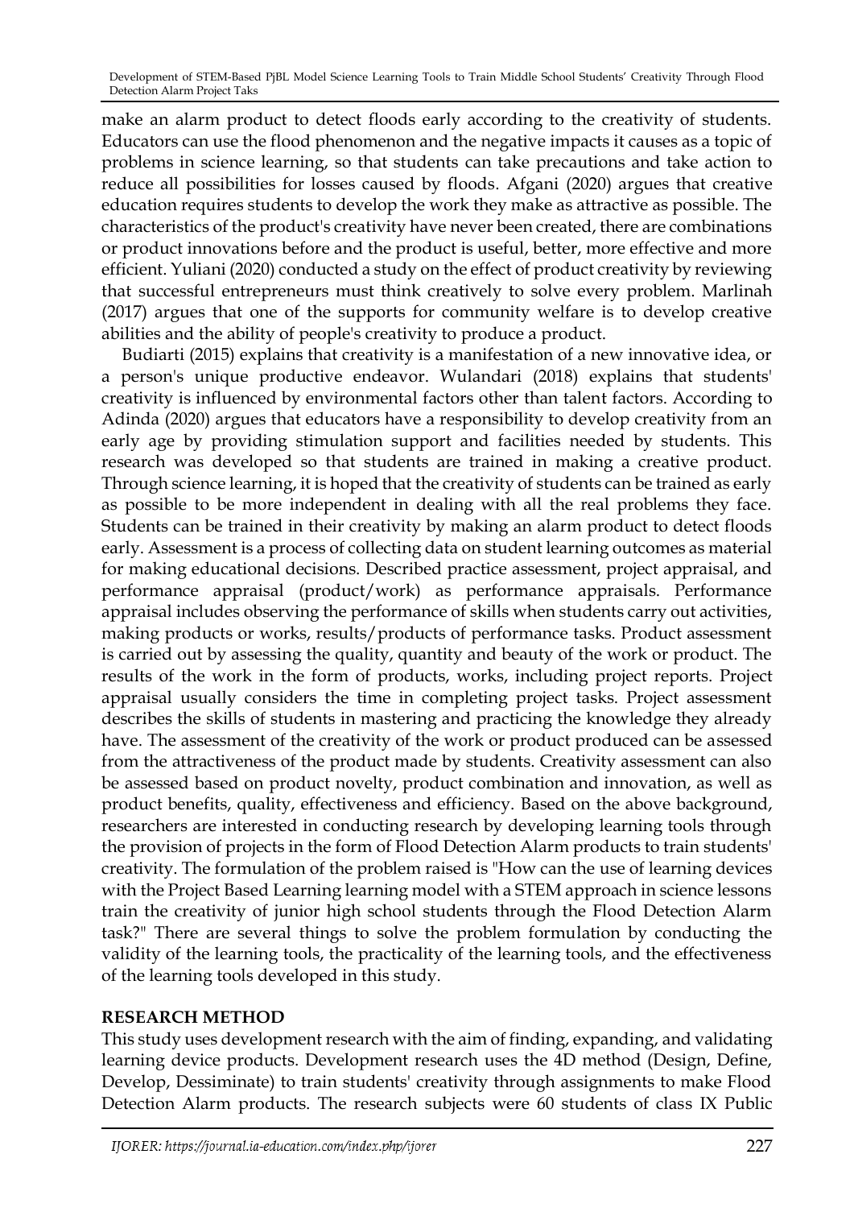make an alarm product to detect floods early according to the creativity of students. Educators can use the flood phenomenon and the negative impacts it causes as a topic of problems in science learning, so that students can take precautions and take action to reduce all possibilities for losses caused by floods. Afgani (2020) argues that creative education requires students to develop the work they make as attractive as possible. The characteristics of the product's creativity have never been created, there are combinations or product innovations before and the product is useful, better, more effective and more efficient. Yuliani (2020) conducted a study on the effect of product creativity by reviewing that successful entrepreneurs must think creatively to solve every problem. Marlinah (2017) argues that one of the supports for community welfare is to develop creative abilities and the ability of people's creativity to produce a product.

Budiarti (2015) explains that creativity is a manifestation of a new innovative idea, or a person's unique productive endeavor. Wulandari (2018) explains that students' creativity is influenced by environmental factors other than talent factors. According to Adinda (2020) argues that educators have a responsibility to develop creativity from an early age by providing stimulation support and facilities needed by students. This research was developed so that students are trained in making a creative product. Through science learning, it is hoped that the creativity of students can be trained as early as possible to be more independent in dealing with all the real problems they face. Students can be trained in their creativity by making an alarm product to detect floods early. Assessment is a process of collecting data on student learning outcomes as material for making educational decisions. Described practice assessment, project appraisal, and performance appraisal (product/work) as performance appraisals. Performance appraisal includes observing the performance of skills when students carry out activities, making products or works, results/products of performance tasks. Product assessment is carried out by assessing the quality, quantity and beauty of the work or product. The results of the work in the form of products, works, including project reports. Project appraisal usually considers the time in completing project tasks. Project assessment describes the skills of students in mastering and practicing the knowledge they already have. The assessment of the creativity of the work or product produced can be assessed from the attractiveness of the product made by students. Creativity assessment can also be assessed based on product novelty, product combination and innovation, as well as product benefits, quality, effectiveness and efficiency. Based on the above background, researchers are interested in conducting research by developing learning tools through the provision of projects in the form of Flood Detection Alarm products to train students' creativity. The formulation of the problem raised is "How can the use of learning devices with the Project Based Learning learning model with a STEM approach in science lessons train the creativity of junior high school students through the Flood Detection Alarm task?" There are several things to solve the problem formulation by conducting the validity of the learning tools, the practicality of the learning tools, and the effectiveness of the learning tools developed in this study.

## RESEARCH METHOD

This study uses development research with the aim of finding, expanding, and validating learning device products. Development research uses the 4D method (Design, Define, Develop, Dessiminate) to train students' creativity through assignments to make Flood Detection Alarm products. The research subjects were 60 students of class IX Public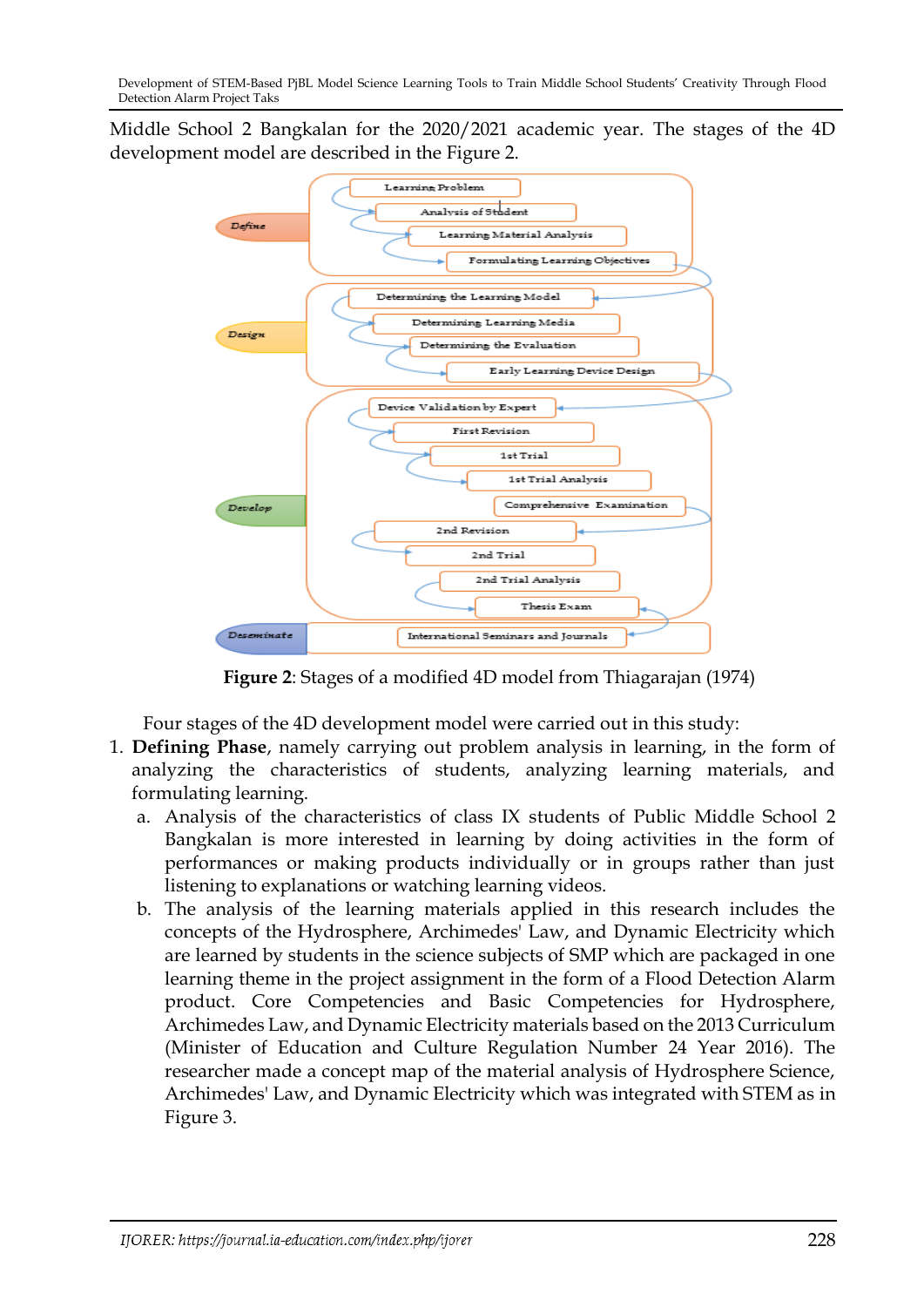Middle School 2 Bangkalan for the 2020/2021 academic year. The stages of the 4D development model are described in the Figure 2.

Define: Learning Problem → Analysis of Student → Learning Material Analysis → Formulating Learning Objectives

Design: Determining the Learning Model → Determining Learning Media → Determining the Evaluation → Early Learning Device Design

Develop: Device Validation by Expert → First Revision → 1st Trial → 1st Trial Analysis → Comprehensive Examination → 2nd Revision → 2nd Trial → 2nd Trial Analysis → Thesis Exam

Deseminate: International Seminars and Journals

**Figure 2**: Stages of a modified 4D model from Thiagarajan (1974)

Four stages of the 4D development model were carried out in this study:

1. **Defining Phase**, namely carrying out problem analysis in learning, in the form of analyzing the characteristics of students, analyzing learning materials, and formulating learning.
   a. Analysis of the characteristics of class IX students of Public Middle School 2 Bangkalan is more interested in learning by doing activities in the form of performances or making products individually or in groups rather than just listening to explanations or watching learning videos.
   b. The analysis of the learning materials applied in this research includes the concepts of the Hydrosphere, Archimedes' Law, and Dynamic Electricity which are learned by students in the science subjects of SMP which are packaged in one learning theme in the project assignment in the form of a Flood Detection Alarm product. Core Competencies and Basic Competencies for Hydrosphere, Archimedes Law, and Dynamic Electricity materials based on the 2013 Curriculum (Minister of Education and Culture Regulation Number 24 Year 2016). The researcher made a concept map of the material analysis of Hydrosphere Science, Archimedes' Law, and Dynamic Electricity which was integrated with STEM as in Figure 3.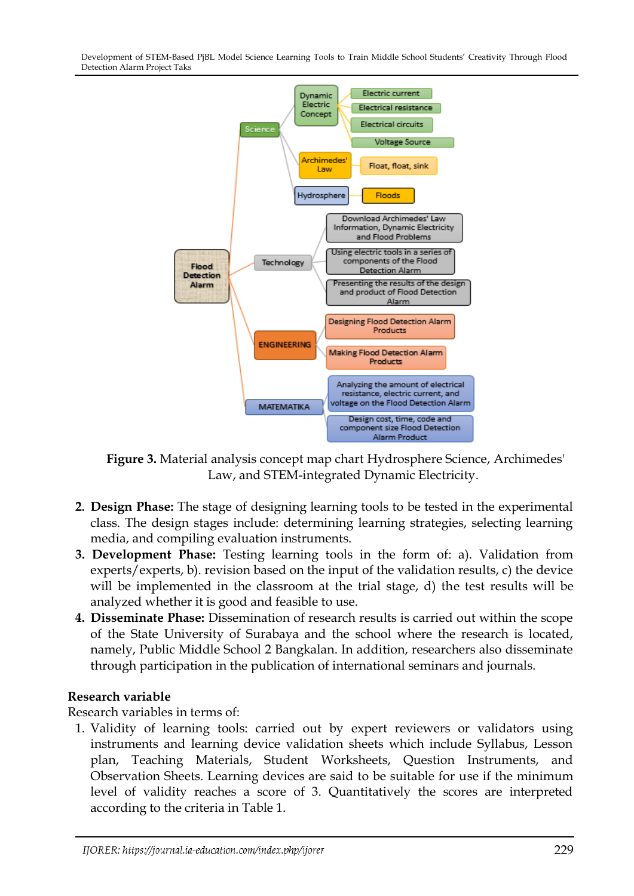**Figure 3.** Material analysis concept map chart Hydrosphere Science, Archimedes' Law, and STEM-integrated Dynamic Electricity.

2. **Design Phase:** The stage of designing learning tools to be tested in the experimental class. The design stages include: determining learning strategies, selecting learning media, and compiling evaluation instruments.
3. **Development Phase:** Testing learning tools in the form of: a). Validation from experts/experts, b). revision based on the input of the validation results, c) the device will be implemented in the classroom at the trial stage, d) the test results will be analyzed whether it is good and feasible to use.
4. **Disseminate Phase:** Dissemination of research results is carried out within the scope of the State University of Surabaya and the school where the research is located, namely, Public Middle School 2 Bangkalan. In addition, researchers also disseminate through participation in the publication of international seminars and journals.

**Research variable**

Research variables in terms of:

1. Validity of learning tools: carried out by expert reviewers or validators using instruments and learning device validation sheets which include Syllabus, Lesson plan, Teaching Materials, Student Worksheets, Question Instruments, and Observation Sheets. Learning devices are said to be suitable for use if the minimum level of validity reaches a score of 3. Quantitatively the scores are interpreted according to the criteria in Table 1.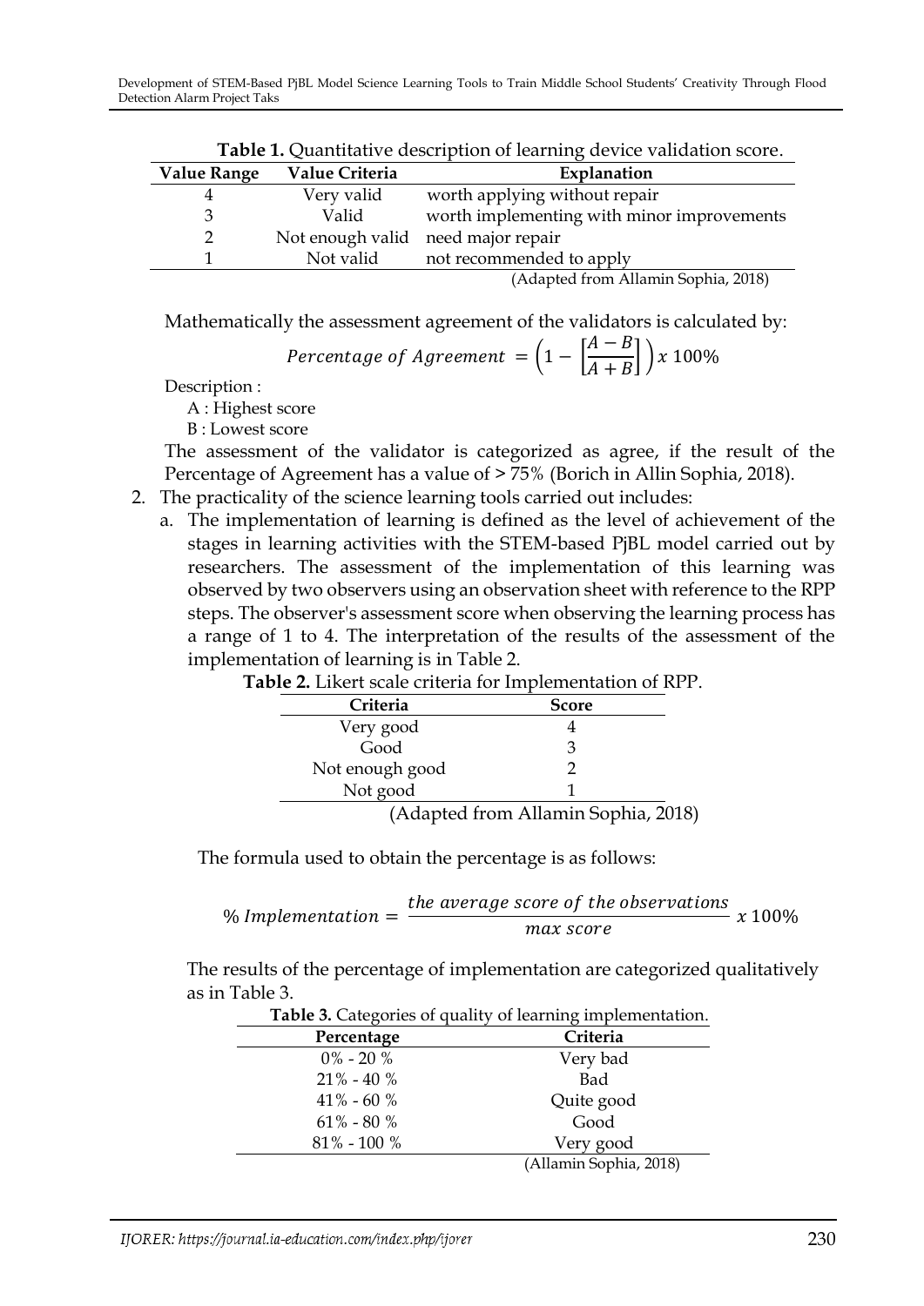**Table 1.** Quantitative description of learning device validation score.

| Value Range | Value Criteria | Explanation |
|---|---|---|
| 4 | Very valid | worth applying without repair |
| 3 | Valid | worth implementing with minor improvements |
| 2 | Not enough valid | need major repair |
| 1 | Not valid | not recommended to apply |

(Adapted from Allamin Sophia, 2018)

Mathematically the assessment agreement of the validators is calculated by:

$$Percentage\ of\ Agreement\ = \left(1 - \left[\frac{A-B}{A+B}\right]\right) x\ 100\%$$

Description :

A : Highest score

B : Lowest score

The assessment of the validator is categorized as agree, if the result of the Percentage of Agreement has a value of > 75% (Borich in Allin Sophia, 2018).

2. The practicality of the science learning tools carried out includes:
   a. The implementation of learning is defined as the level of achievement of the stages in learning activities with the STEM-based PjBL model carried out by researchers. The assessment of the implementation of this learning was observed by two observers using an observation sheet with reference to the RPP steps. The observer's assessment score when observing the learning process has a range of 1 to 4. The interpretation of the results of the assessment of the implementation of learning is in Table 2.

**Table 2.** Likert scale criteria for Implementation of RPP.

| Criteria | Score |
|---|---|
| Very good | 4 |
| Good | 3 |
| Not enough good | 2 |
| Not good | 1 |

(Adapted from Allamin Sophia, 2018)

The formula used to obtain the percentage is as follows:

$$\%\ Implementation = \frac{the\ average\ score\ of\ the\ observations}{max\ score}\ x\ 100\%$$

The results of the percentage of implementation are categorized qualitatively as in Table 3.

**Table 3.** Categories of quality of learning implementation.

| Percentage | Criteria |
|---|---|
| 0% - 20 % | Very bad |
| 21% - 40 % | Bad |
| 41% - 60 % | Quite good |
| 61% - 80 % | Good |
| 81% - 100 % | Very good |

(Allamin Sophia, 2018)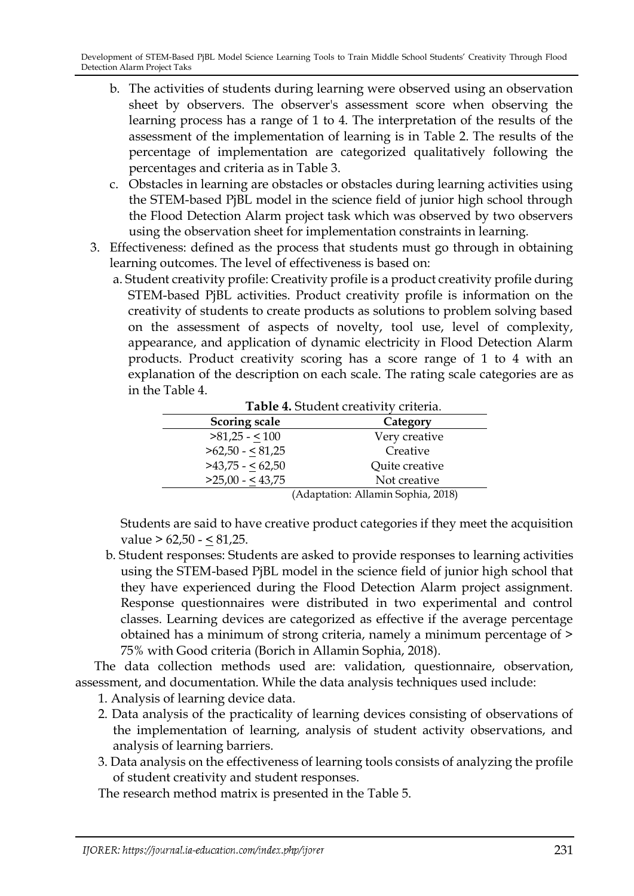b. The activities of students during learning were observed using an observation sheet by observers. The observer's assessment score when observing the learning process has a range of 1 to 4. The interpretation of the results of the assessment of the implementation of learning is in Table 2. The results of the percentage of implementation are categorized qualitatively following the percentages and criteria as in Table 3.

c. Obstacles in learning are obstacles or obstacles during learning activities using the STEM-based PjBL model in the science field of junior high school through the Flood Detection Alarm project task which was observed by two observers using the observation sheet for implementation constraints in learning.

3. Effectiveness: defined as the process that students must go through in obtaining learning outcomes. The level of effectiveness is based on:

   a. Student creativity profile: Creativity profile is a product creativity profile during STEM-based PjBL activities. Product creativity profile is information on the creativity of students to create products as solutions to problem solving based on the assessment of aspects of novelty, tool use, level of complexity, appearance, and application of dynamic electricity in Flood Detection Alarm products. Product creativity scoring has a score range of 1 to 4 with an explanation of the description on each scale. The rating scale categories are as in the Table 4.

**Table 4.** Student creativity criteria.

| Scoring scale | Category |
|---|---|
| >81,25 - ≤ 100 | Very creative |
| >62,50 - ≤ 81,25 | Creative |
| >43,75 - ≤ 62,50 | Quite creative |
| >25,00 - ≤ 43,75 | Not creative |

(Adaptation: Allamin Sophia, 2018)

   Students are said to have creative product categories if they meet the acquisition value > 62,50 - ≤ 81,25.

   b. Student responses: Students are asked to provide responses to learning activities using the STEM-based PjBL model in the science field of junior high school that they have experienced during the Flood Detection Alarm project assignment. Response questionnaires were distributed in two experimental and control classes. Learning devices are categorized as effective if the average percentage obtained has a minimum of strong criteria, namely a minimum percentage of > 75% with Good criteria (Borich in Allamin Sophia, 2018).

The data collection methods used are: validation, questionnaire, observation, assessment, and documentation. While the data analysis techniques used include:

1. Analysis of learning device data.
2. Data analysis of the practicality of learning devices consisting of observations of the implementation of learning, analysis of student activity observations, and analysis of learning barriers.
3. Data analysis on the effectiveness of learning tools consists of analyzing the profile of student creativity and student responses.

The research method matrix is presented in the Table 5.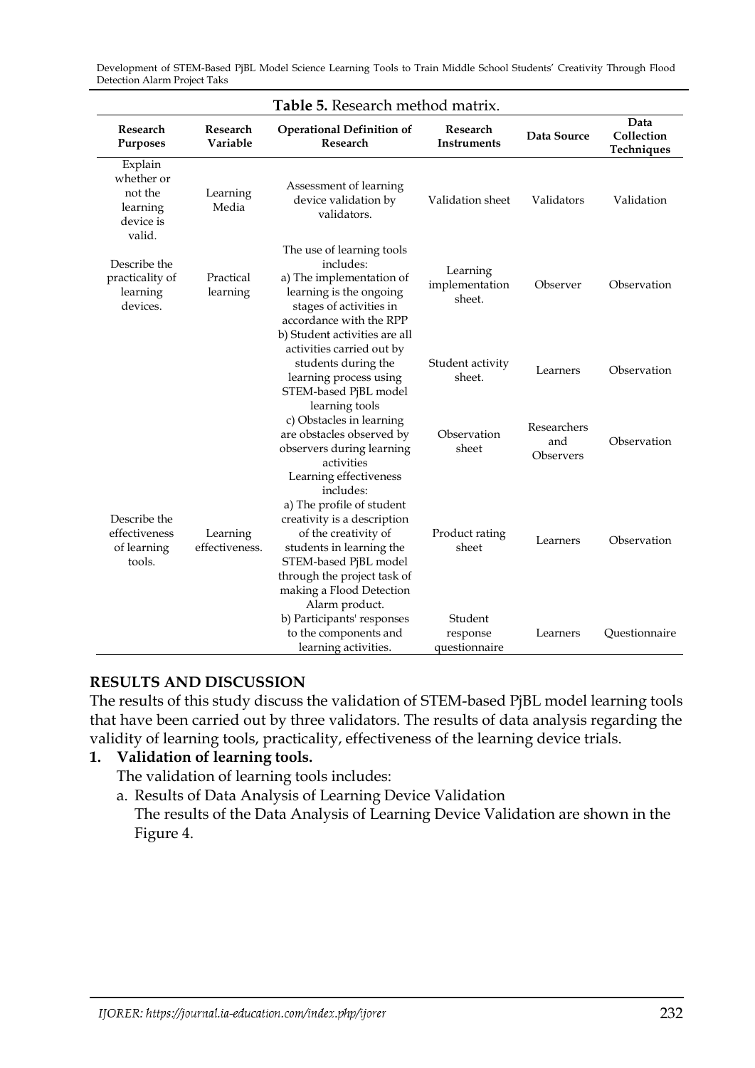**Table 5.** Research method matrix.

| Research Purposes | Research Variable | Operational Definition of Research | Research Instruments | Data Source | Data Collection Techniques |
|---|---|---|---|---|---|
| Explain whether or not the learning device is valid. | Learning Media | Assessment of learning device validation by validators. | Validation sheet | Validators | Validation |
| Describe the practicality of learning devices. | Practical learning | The use of learning tools includes: a) The implementation of learning is the ongoing stages of activities in accordance with the RPP | Learning implementation sheet. | Observer | Observation |
| | | b) Student activities are all activities carried out by students during the learning process using STEM-based PjBL model learning tools | Student activity sheet. | Learners | Observation |
| | | c) Obstacles in learning are obstacles observed by observers during learning activities | Observation sheet | Researchers and Observers | Observation |
| Describe the effectiveness of learning tools. | Learning effectiveness. | Learning effectiveness includes: a) The profile of student creativity is a description of the creativity of students in learning the STEM-based PjBL model through the project task of making a Flood Detection Alarm product. | Product rating sheet | Learners | Observation |
| | | b) Participants' responses to the components and learning activities. | Student response questionnaire | Learners | Questionnaire |

## RESULTS AND DISCUSSION

The results of this study discuss the validation of STEM-based PjBL model learning tools that have been carried out by three validators. The results of data analysis regarding the validity of learning tools, practicality, effectiveness of the learning device trials.

1. **Validation of learning tools.**

   The validation of learning tools includes:

   a. Results of Data Analysis of Learning Device Validation

   The results of the Data Analysis of Learning Device Validation are shown in the Figure 4.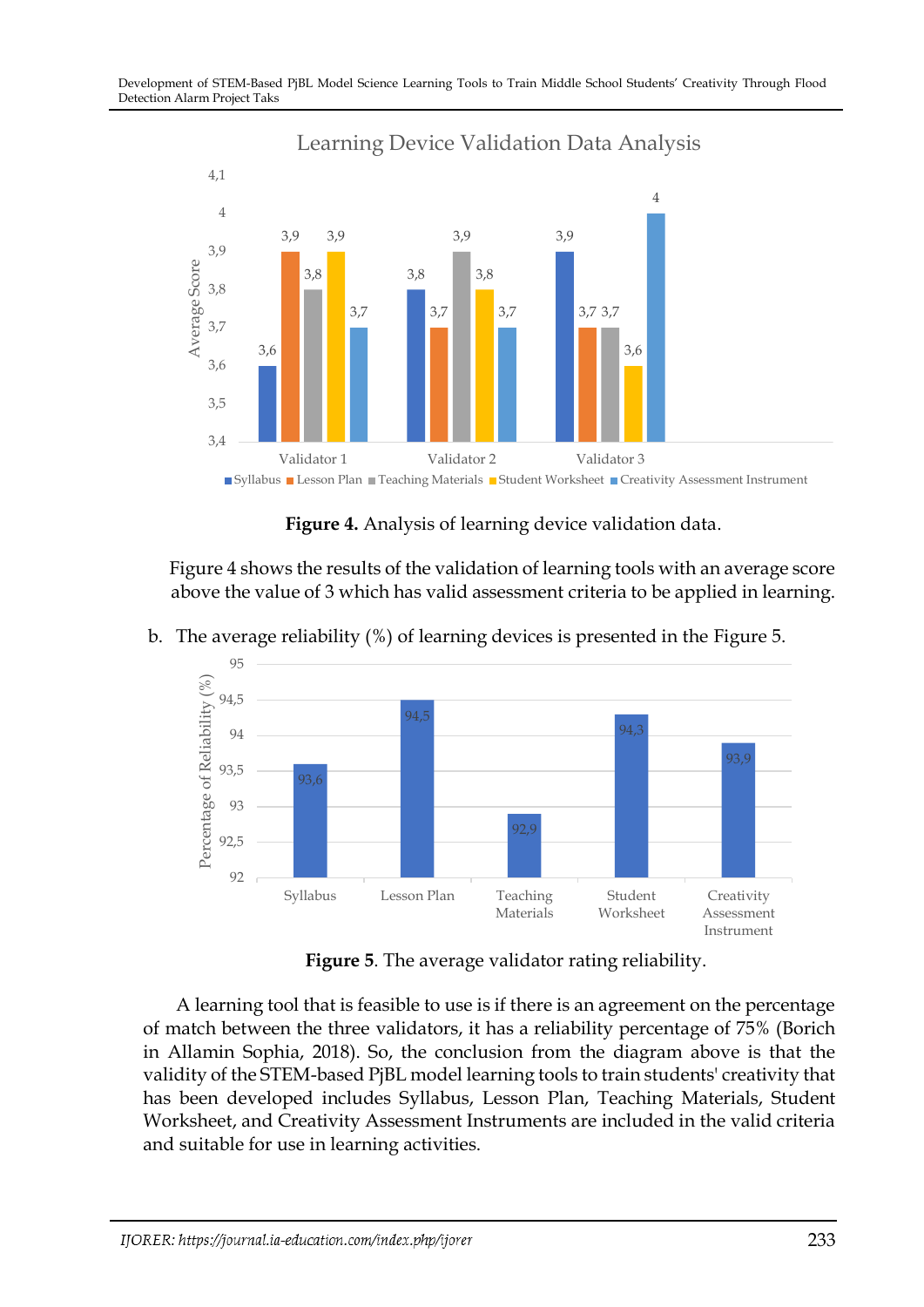Figure 4. Analysis of learning device validation data.

Figure 4 shows the results of the validation of learning tools with an average score above the value of 3 which has valid assessment criteria to be applied in learning.

b. The average reliability (%) of learning devices is presented in the Figure 5.

Figure 5. The average validator rating reliability.

A learning tool that is feasible to use is if there is an agreement on the percentage of match between the three validators, it has a reliability percentage of 75% (Borich in Allamin Sophia, 2018). So, the conclusion from the diagram above is that the validity of the STEM-based PjBL model learning tools to train students' creativity that has been developed includes Syllabus, Lesson Plan, Teaching Materials, Student Worksheet, and Creativity Assessment Instruments are included in the valid criteria and suitable for use in learning activities.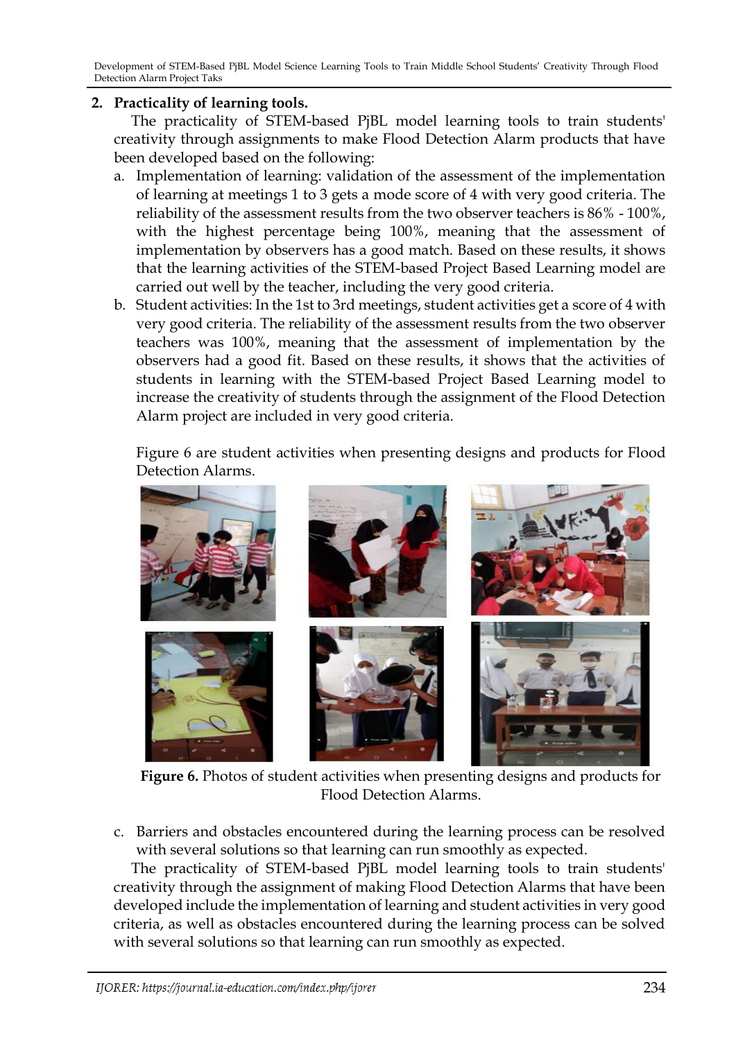## 2. Practicality of learning tools.

The practicality of STEM-based PjBL model learning tools to train students' creativity through assignments to make Flood Detection Alarm products that have been developed based on the following:

a. Implementation of learning: validation of the assessment of the implementation of learning at meetings 1 to 3 gets a mode score of 4 with very good criteria. The reliability of the assessment results from the two observer teachers is 86% - 100%, with the highest percentage being 100%, meaning that the assessment of implementation by observers has a good match. Based on these results, it shows that the learning activities of the STEM-based Project Based Learning model are carried out well by the teacher, including the very good criteria.

b. Student activities: In the 1st to 3rd meetings, student activities get a score of 4 with very good criteria. The reliability of the assessment results from the two observer teachers was 100%, meaning that the assessment of implementation by the observers had a good fit. Based on these results, it shows that the activities of students in learning with the STEM-based Project Based Learning model to increase the creativity of students through the assignment of the Flood Detection Alarm project are included in very good criteria.

   Figure 6 are student activities when presenting designs and products for Flood Detection Alarms.

**Figure 6.** Photos of student activities when presenting designs and products for Flood Detection Alarms.

c. Barriers and obstacles encountered during the learning process can be resolved with several solutions so that learning can run smoothly as expected.

The practicality of STEM-based PjBL model learning tools to train students' creativity through the assignment of making Flood Detection Alarms that have been developed include the implementation of learning and student activities in very good criteria, as well as obstacles encountered during the learning process can be solved with several solutions so that learning can run smoothly as expected.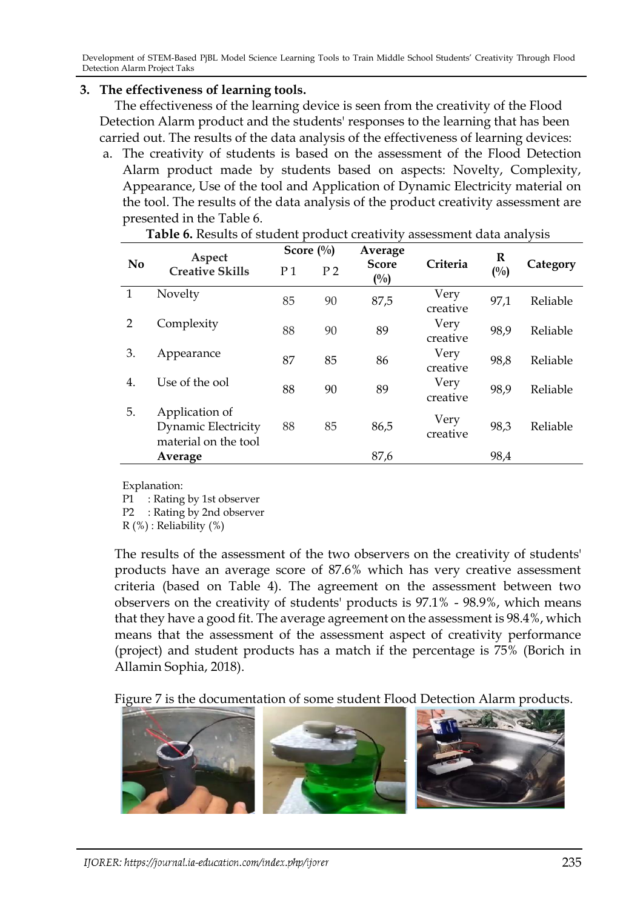### 3. The effectiveness of learning tools.

The effectiveness of the learning device is seen from the creativity of the Flood Detection Alarm product and the students' responses to the learning that has been carried out. The results of the data analysis of the effectiveness of learning devices:

a. The creativity of students is based on the assessment of the Flood Detection Alarm product made by students based on aspects: Novelty, Complexity, Appearance, Use of the tool and Application of Dynamic Electricity material on the tool. The results of the data analysis of the product creativity assessment are presented in the Table 6.

**Table 6.** Results of student product creativity assessment data analysis

| No | Aspect Creative Skills | Score (%) | | Average Score (%) | Criteria | R (%) | Category |
|---|---|---|---|---|---|---|---|
| | | P 1 | P 2 | | | | |
| 1 | Novelty | 85 | 90 | 87,5 | Very creative | 97,1 | Reliable |
| 2 | Complexity | 88 | 90 | 89 | Very creative | 98,9 | Reliable |
| 3. | Appearance | 87 | 85 | 86 | Very creative | 98,8 | Reliable |
| 4. | Use of the ool | 88 | 90 | 89 | Very creative | 98,9 | Reliable |
| 5. | Application of Dynamic Electricity material on the tool | 88 | 85 | 86,5 | Very creative | 98,3 | Reliable |
| | **Average** | | | 87,6 | | 98,4 | |

Explanation:
P1 : Rating by 1st observer
P2 : Rating by 2nd observer
R (%) : Reliability (%)

The results of the assessment of the two observers on the creativity of students' products have an average score of 87.6% which has very creative assessment criteria (based on Table 4). The agreement on the assessment between two observers on the creativity of students' products is 97.1% - 98.9%, which means that they have a good fit. The average agreement on the assessment is 98.4%, which means that the assessment of the assessment aspect of creativity performance (project) and student products has a match if the percentage is 75% (Borich in Allamin Sophia, 2018).

Figure 7 is the documentation of some student Flood Detection Alarm products.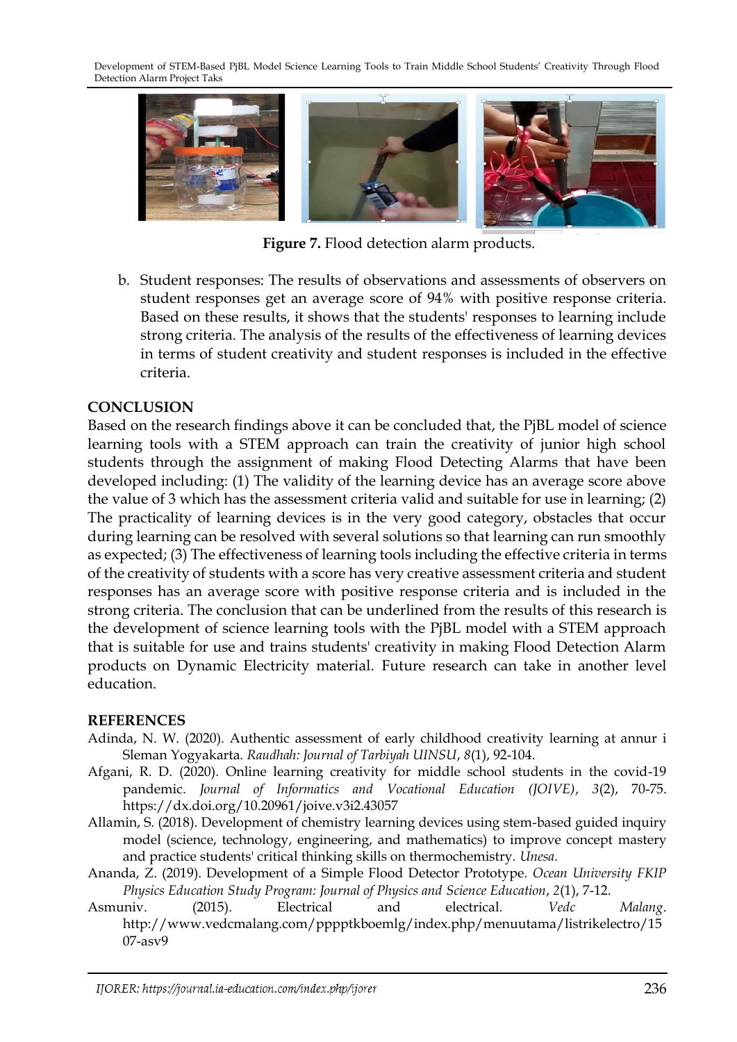**Figure 7.** Flood detection alarm products.

b. Student responses: The results of observations and assessments of observers on student responses get an average score of 94% with positive response criteria. Based on these results, it shows that the students' responses to learning include strong criteria. The analysis of the results of the effectiveness of learning devices in terms of student creativity and student responses is included in the effective criteria.

## CONCLUSION

Based on the research findings above it can be concluded that, the PjBL model of science learning tools with a STEM approach can train the creativity of junior high school students through the assignment of making Flood Detecting Alarms that have been developed including: (1) The validity of the learning device has an average score above the value of 3 which has the assessment criteria valid and suitable for use in learning; (2) The practicality of learning devices is in the very good category, obstacles that occur during learning can be resolved with several solutions so that learning can run smoothly as expected; (3) The effectiveness of learning tools including the effective criteria in terms of the creativity of students with a score has very creative assessment criteria and student responses has an average score with positive response criteria and is included in the strong criteria. The conclusion that can be underlined from the results of this research is the development of science learning tools with the PjBL model with a STEM approach that is suitable for use and trains students' creativity in making Flood Detection Alarm products on Dynamic Electricity material. Future research can take in another level education.

## REFERENCES

Adinda, N. W. (2020). Authentic assessment of early childhood creativity learning at annur i Sleman Yogyakarta. *Raudhah: Journal of Tarbiyah UINSU*, *8*(1), 92-104.

Afgani, R. D. (2020). Online learning creativity for middle school students in the covid-19 pandemic. *Journal of Informatics and Vocational Education (JOIVE)*, *3*(2), 70-75. https://dx.doi.org/10.20961/joive.v3i2.43057

Allamin, S. (2018). Development of chemistry learning devices using stem-based guided inquiry model (science, technology, engineering, and mathematics) to improve concept mastery and practice students' critical thinking skills on thermochemistry. *Unesa*.

Ananda, Z. (2019). Development of a Simple Flood Detector Prototype. *Ocean University FKIP Physics Education Study Program: Journal of Physics and Science Education*, *2*(1), 7-12.

Asmuniv. (2015). Electrical and electrical. *Vedc Malang*. http://www.vedcmalang.com/pppptkboemlg/index.php/menuutama/listrikelectro/1507-asv9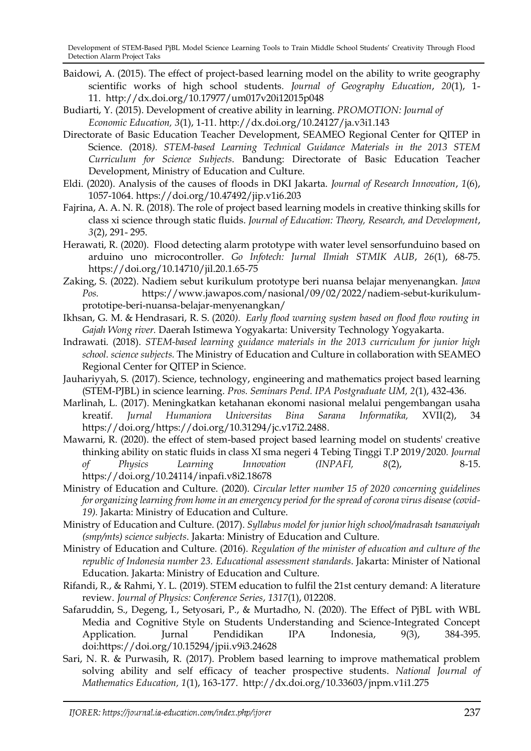Baidowi, A. (2015). The effect of project-based learning model on the ability to write geography scientific works of high school students. *Journal of Geography Education*, *20*(1), 1-11. http://dx.doi.org/10.17977/um017v20i12015p048

Budiarti, Y. (2015). Development of creative ability in learning. *PROMOTION: Journal of Economic Education, 3*(1), 1-11. http://dx.doi.org/10.24127/ja.v3i1.143

Directorate of Basic Education Teacher Development, SEAMEO Regional Center for QITEP in Science. (2018*). STEM-based Learning Technical Guidance Materials in the 2013 STEM Curriculum for Science Subjects*. Bandung: Directorate of Basic Education Teacher Development, Ministry of Education and Culture.

Eldi. (2020). Analysis of the causes of floods in DKI Jakarta. *Journal of Research Innovation*, *1*(6), 1057-1064. https://doi.org/10.47492/jip.v1i6.203

Fajrina, A. A. N. R. (2018). The role of project based learning models in creative thinking skills for class xi science through static fluids. *Journal of Education: Theory, Research, and Development*, *3*(2), 291- 295.

Herawati, R. (2020). Flood detecting alarm prototype with water level sensorfunduino based on arduino uno microcontroller. *Go Infotech: Jurnal Ilmiah STMIK AUB*, *26*(1), 68-75. https://doi.org/10.14710/jil.20.1.65-75

Zaking, S. (2022). Nadiem sebut kurikulum prototype beri nuansa belajar menyenangkan. *Jawa Pos.* https://www.jawapos.com/nasional/09/02/2022/nadiem-sebut-kurikulum-prototipe-beri-nuansa-belajar-menyenangkan/

Ikhsan, G. M. & Hendrasari, R. S. (2020*). Early flood warning system based on flood flow routing in Gajah Wong river.* Daerah Istimewa Yogyakarta: University Technology Yogyakarta.

Indrawati. (2018). *STEM-based learning guidance materials in the 2013 curriculum for junior high school. science subjects.* The Ministry of Education and Culture in collaboration with SEAMEO Regional Center for QITEP in Science.

Jauhariyyah, S. (2017). Science, technology, engineering and mathematics project based learning (STEM-PJBL) in science learning. *Pros. Seminars Pend. IPA Postgraduate UM, 2*(1), 432-436.

Marlinah, L. (2017). Meningkatkan ketahanan ekonomi nasional melalui pengembangan usaha kreatif. *Jurnal Humaniora Universitas Bina Sarana Informatika,* XVII(2), 34 https://doi.org/https://doi.org/10.31294/jc.v17i2.2488.

Mawarni, R. (2020). the effect of stem-based project based learning model on students' creative thinking ability on static fluids in class XI sma negeri 4 Tebing Tinggi T.P 2019/2020*. Journal of Physics Learning Innovation (INPAFI,* *8*(2), 8-15. https://doi.org/10.24114/inpafi.v8i2.18678

Ministry of Education and Culture. (2020). *Circular letter number 15 of 2020 concerning guidelines for organizing learning from home in an emergency period for the spread of corona virus disease (covid-19).* Jakarta: Ministry of Education and Culture.

Ministry of Education and Culture. (2017). *Syllabus model for junior high school/madrasah tsanawiyah (smp/mts) science subjects*. Jakarta: Ministry of Education and Culture.

Ministry of Education and Culture. (2016). *Regulation of the minister of education and culture of the republic of Indonesia number 23. Educational assessment standards*. Jakarta: Minister of National Education. Jakarta: Ministry of Education and Culture.

Rifandi, R., & Rahmi, Y. L. (2019). STEM education to fulfil the 21st century demand: A literature review. *Journal of Physics: Conference Series*, *1317*(1), 012208.

Safaruddin, S., Degeng, I., Setyosari, P., & Murtadho, N. (2020). The Effect of PjBL with WBL Media and Cognitive Style on Students Understanding and Science-Integrated Concept Application. Jurnal Pendidikan IPA Indonesia, 9(3), 384-395. doi:https://doi.org/10.15294/jpii.v9i3.24628

Sari, N. R. & Purwasih, R. (2017). Problem based learning to improve mathematical problem solving ability and self efficacy of teacher prospective students. *National Journal of Mathematics Education, 1*(1), 163-177. http://dx.doi.org/10.33603/jnpm.v1i1.275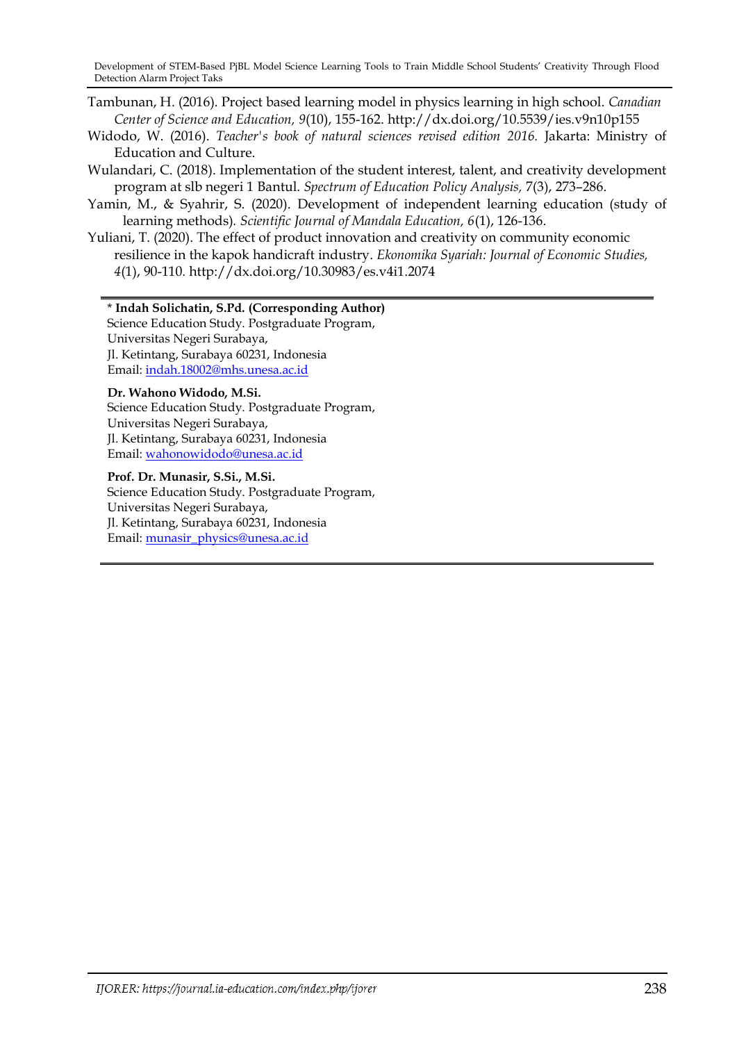Tambunan, H. (2016). Project based learning model in physics learning in high school. *Canadian Center of Science and Education, 9*(10), 155-162. http://dx.doi.org/10.5539/ies.v9n10p155

Widodo, W. (2016). *Teacher's book of natural sciences revised edition 2016.* Jakarta: Ministry of Education and Culture.

Wulandari, C. (2018). Implementation of the student interest, talent, and creativity development program at slb negeri 1 Bantul. *Spectrum of Education Policy Analysis,* 7(3), 273–286.

Yamin, M., & Syahrir, S. (2020). Development of independent learning education (study of learning methods). *Scientific Journal of Mandala Education, 6*(1), 126-136.

Yuliani, T. (2020). The effect of product innovation and creativity on community economic resilience in the kapok handicraft industry. *Ekonomika Syariah: Journal of Economic Studies,* 4(1), 90-110. http://dx.doi.org/10.30983/es.v4i1.2074

---

**\* Indah Solichatin, S.Pd. (Corresponding Author)**
Science Education Study. Postgraduate Program,
Universitas Negeri Surabaya,
Jl. Ketintang, Surabaya 60231, Indonesia
Email: indah.18002@mhs.unesa.ac.id

**Dr. Wahono Widodo, M.Si.**
Science Education Study. Postgraduate Program,
Universitas Negeri Surabaya,
Jl. Ketintang, Surabaya 60231, Indonesia
Email: wahonowidodo@unesa.ac.id

**Prof. Dr. Munasir, S.Si., M.Si.**
Science Education Study. Postgraduate Program,
Universitas Negeri Surabaya,
Jl. Ketintang, Surabaya 60231, Indonesia
Email: munasir_physics@unesa.ac.id